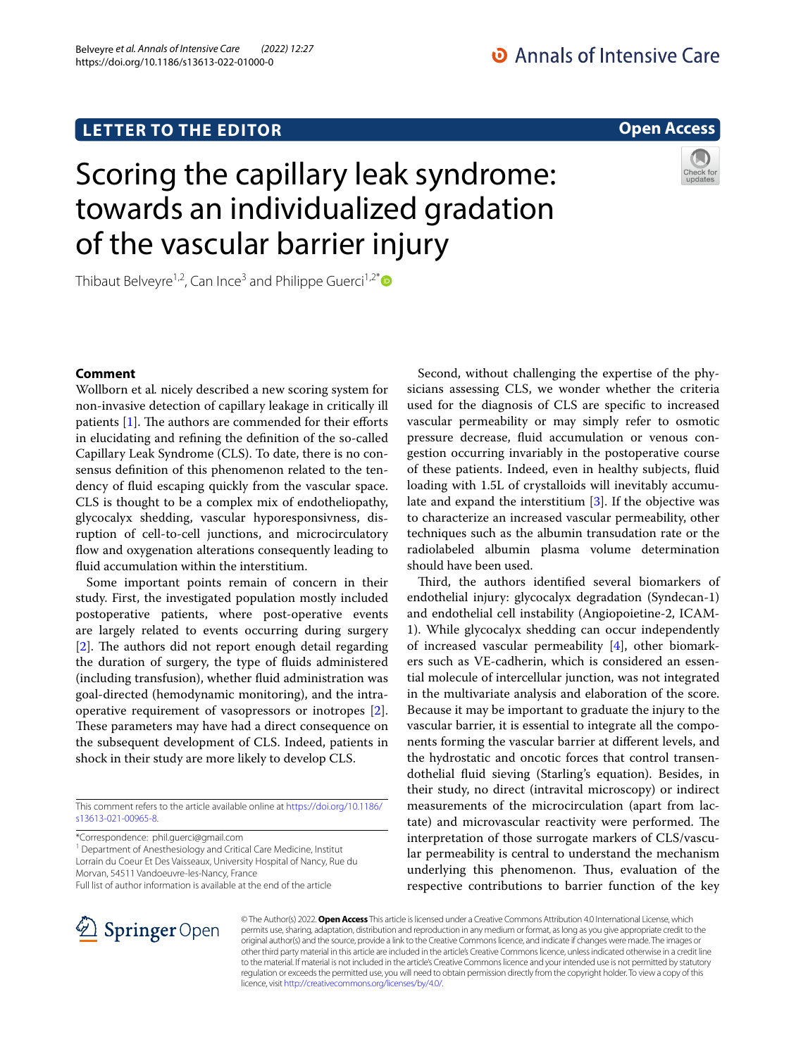LETTER TO THE EDITOR

Open Access

# Scoring the capillary leak syndrome: towards an individualized gradation of the vascular barrier injury

Thibaut Belveyre[1,2], Can Ince[3] and Philippe Guerci[1,2*]

## Comment

Wollborn et al. nicely described a new scoring system for non-invasive detection of capillary leakage in critically ill patients [1]. The authors are commended for their efforts in elucidating and refining the definition of the so-called Capillary Leak Syndrome (CLS). To date, there is no consensus definition of this phenomenon related to the tendency of fluid escaping quickly from the vascular space. CLS is thought to be a complex mix of endotheliopathy, glycocalyx shedding, vascular hyporesponsivness, disruption of cell-to-cell junctions, and microcirculatory flow and oxygenation alterations consequently leading to fluid accumulation within the interstitium.

Some important points remain of concern in their study. First, the investigated population mostly included postoperative patients, where post-operative events are largely related to events occurring during surgery [2]. The authors did not report enough detail regarding the duration of surgery, the type of fluids administered (including transfusion), whether fluid administration was goal-directed (hemodynamic monitoring), and the intraoperative requirement of vasopressors or inotropes [2]. These parameters may have had a direct consequence on the subsequent development of CLS. Indeed, patients in shock in their study are more likely to develop CLS.

Second, without challenging the expertise of the physicians assessing CLS, we wonder whether the criteria used for the diagnosis of CLS are specific to increased vascular permeability or may simply refer to osmotic pressure decrease, fluid accumulation or venous congestion occurring invariably in the postoperative course of these patients. Indeed, even in healthy subjects, fluid loading with 1.5L of crystalloids will inevitably accumulate and expand the interstitium [3]. If the objective was to characterize an increased vascular permeability, other techniques such as the albumin transudation rate or the radiolabeled albumin plasma volume determination should have been used.

Third, the authors identified several biomarkers of endothelial injury: glycocalyx degradation (Syndecan-1) and endothelial cell instability (Angiopoietine-2, ICAM-1). While glycocalyx shedding can occur independently of increased vascular permeability [4], other biomarkers such as VE-cadherin, which is considered an essential molecule of intercellular junction, was not integrated in the multivariate analysis and elaboration of the score. Because it may be important to graduate the injury to the vascular barrier, it is essential to integrate all the components forming the vascular barrier at different levels, and the hydrostatic and oncotic forces that control transendothelial fluid sieving (Starling's equation). Besides, in their study, no direct (intravital microscopy) or indirect measurements of the microcirculation (apart from lactate) and microvascular reactivity were performed. The interpretation of those surrogate markers of CLS/vascular permeability is central to understand the mechanism underlying this phenomenon. Thus, evaluation of the respective contributions to barrier function of the key

This comment refers to the article available online at https://doi.org/10.1186/s13613-021-00965-8.

*Correspondence: phil.guerci@gmail.com
[1] Department of Anesthesiology and Critical Care Medicine, Institut Lorrain du Coeur Et Des Vaisseaux, University Hospital of Nancy, Rue du Morvan, 54511 Vandoeuvre-les-Nancy, France
Full list of author information is available at the end of the article

© The Author(s) 2022. **Open Access** This article is licensed under a Creative Commons Attribution 4.0 International License, which permits use, sharing, adaptation, distribution and reproduction in any medium or format, as long as you give appropriate credit to the original author(s) and the source, provide a link to the Creative Commons licence, and indicate if changes were made. The images or other third party material in this article are included in the article's Creative Commons licence, unless indicated otherwise in a credit line to the material. If material is not included in the article's Creative Commons licence and your intended use is not permitted by statutory regulation or exceeds the permitted use, you will need to obtain permission directly from the copyright holder. To view a copy of this licence, visit http://creativecommons.org/licenses/by/4.0/.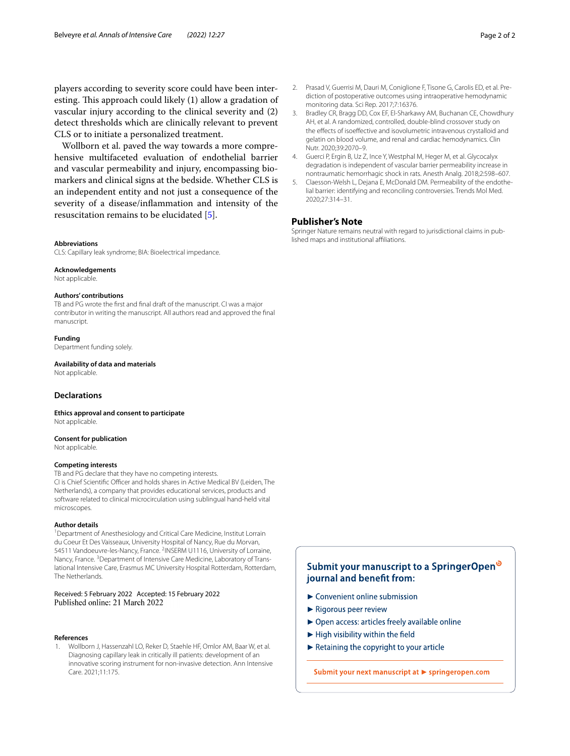players according to severity score could have been interesting. This approach could likely (1) allow a gradation of vascular injury according to the clinical severity and (2) detect thresholds which are clinically relevant to prevent CLS or to initiate a personalized treatment.

Wollborn et al. paved the way towards a more comprehensive multifaceted evaluation of endothelial barrier and vascular permeability and injury, encompassing biomarkers and clinical signs at the bedside. Whether CLS is an independent entity and not just a consequence of the severity of a disease/inflammation and intensity of the resuscitation remains to be elucidated [5].

#### Abbreviations
CLS: Capillary leak syndrome; BIA: Bioelectrical impedance.

#### Acknowledgements
Not applicable.

#### Authors' contributions
TB and PG wrote the first and final draft of the manuscript. CI was a major contributor in writing the manuscript. All authors read and approved the final manuscript.

#### Funding
Department funding solely.

#### Availability of data and materials
Not applicable.

### Declarations

#### Ethics approval and consent to participate
Not applicable.

#### Consent for publication
Not applicable.

#### Competing interests
TB and PG declare that they have no competing interests.
CI is Chief Scientific Officer and holds shares in Active Medical BV (Leiden, The Netherlands), a company that provides educational services, products and software related to clinical microcirculation using sublingual hand-held vital microscopes.

#### Author details
[1]Department of Anesthesiology and Critical Care Medicine, Institut Lorrain du Coeur Et Des Vaisseaux, University Hospital of Nancy, Rue du Morvan, 54511 Vandoeuvre-les-Nancy, France. [2]INSERM U1116, University of Lorraine, Nancy, France. [3]Department of Intensive Care Medicine, Laboratory of Translational Intensive Care, Erasmus MC University Hospital Rotterdam, Rotterdam, The Netherlands.

Received: 5 February 2022 Accepted: 15 February 2022
Published online: 21 March 2022

#### References

1. Wollborn J, Hassenzahl LO, Reker D, Staehle HF, Omlor AM, Baar W, et al. Diagnosing capillary leak in critically ill patients: development of an innovative scoring instrument for non-invasive detection. Ann Intensive Care. 2021;11:175.
2. Prasad V, Guerrisi M, Dauri M, Coniglione F, Tisone G, Carolis ED, et al. Prediction of postoperative outcomes using intraoperative hemodynamic monitoring data. Sci Rep. 2017;7:16376.
3. Bradley CR, Bragg DD, Cox EF, El-Sharkawy AM, Buchanan CE, Chowdhury AH, et al. A randomized, controlled, double-blind crossover study on the effects of isoeffective and isovolumetric intravenous crystalloid and gelatin on blood volume, and renal and cardiac hemodynamics. Clin Nutr. 2020;39:2070–9.
4. Guerci P, Ergin B, Uz Z, Ince Y, Westphal M, Heger M, et al. Glycocalyx degradation is independent of vascular barrier permeability increase in nontraumatic hemorrhagic shock in rats. Anesth Analg. 2018;2:598–607.
5. Claesson-Welsh L, Dejana E, McDonald DM. Permeability of the endothelial barrier: identifying and reconciling controversies. Trends Mol Med. 2020;27:314–31.

### Publisher's Note
Springer Nature remains neutral with regard to jurisdictional claims in published maps and institutional affiliations.

**Submit your manuscript to a SpringerOpen journal and benefit from:**

- ► Convenient online submission
- ► Rigorous peer review
- ► Open access: articles freely available online
- ► High visibility within the field
- ► Retaining the copyright to your article

**Submit your next manuscript at ► springeropen.com**